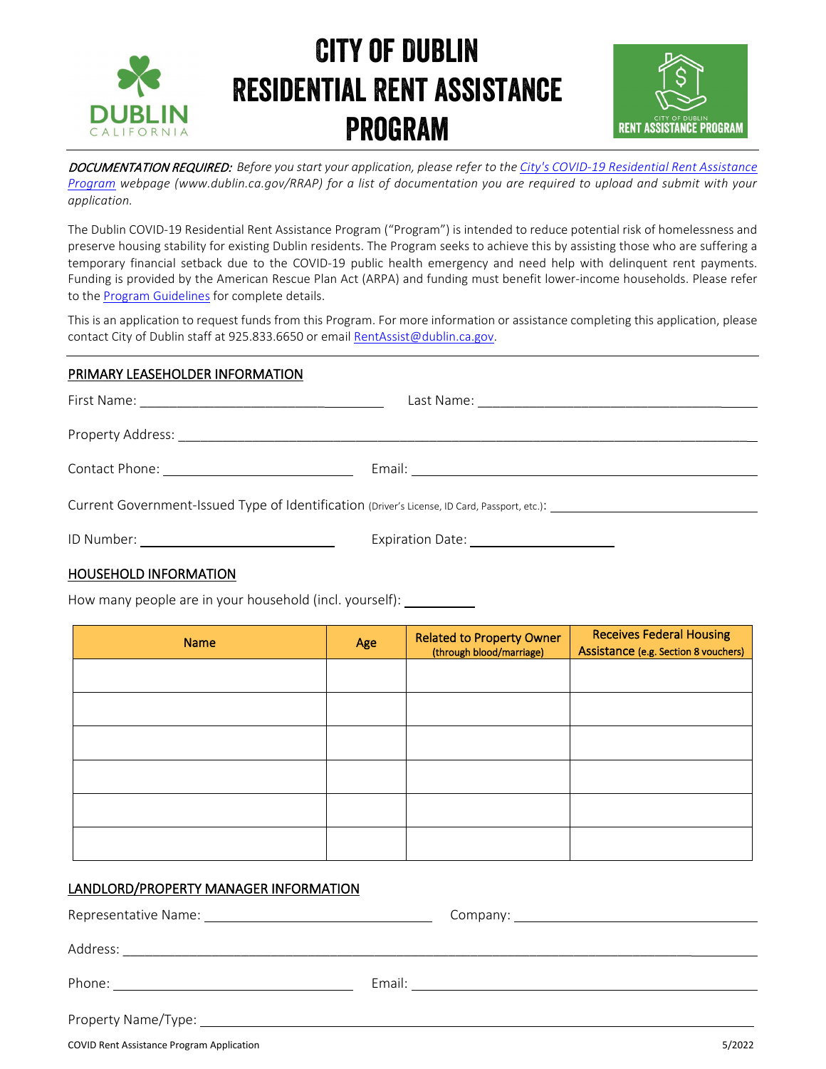# CITY OF DUBLIN RESIDENTIAL RENT ASSISTANCE PROGRAM

***DOCUMENTATION REQUIRED:*** *Before you start your application, please refer to the City's COVID-19 Residential Rent Assistance Program webpage (www.dublin.ca.gov/RRAP) for a list of documentation you are required to upload and submit with your application.*

The Dublin COVID-19 Residential Rent Assistance Program ("Program") is intended to reduce potential risk of homelessness and preserve housing stability for existing Dublin residents. The Program seeks to achieve this by assisting those who are suffering a temporary financial setback due to the COVID-19 public health emergency and need help with delinquent rent payments. Funding is provided by the American Rescue Plan Act (ARPA) and funding must benefit lower-income households. Please refer to the Program Guidelines for complete details.

This is an application to request funds from this Program. For more information or assistance completing this application, please contact City of Dublin staff at 925.833.6650 or email RentAssist@dublin.ca.gov.

## PRIMARY LEASEHOLDER INFORMATION

First Name: ______________________ Last Name: ______________________

Property Address: ______________________________________________

Contact Phone: ______________________ Email: ______________________

Current Government-Issued Type of Identification (Driver's License, ID Card, Passport, etc.): ______________________

ID Number: ______________________ Expiration Date: ______________________

## HOUSEHOLD INFORMATION

How many people are in your household (incl. yourself): __________

| Name | Age | Related to Property Owner (through blood/marriage) | Receives Federal Housing Assistance (e.g. Section 8 vouchers) |
|---|---|---|---|
| | | | |
| | | | |
| | | | |
| | | | |
| | | | |
| | | | |

## LANDLORD/PROPERTY MANAGER INFORMATION

Representative Name: ______________________ Company: ______________________

Address: ______________________________________________

Phone: ______________________ Email: ______________________

Property Name/Type: ______________________________________________

COVID Rent Assistance Program Application 5/2022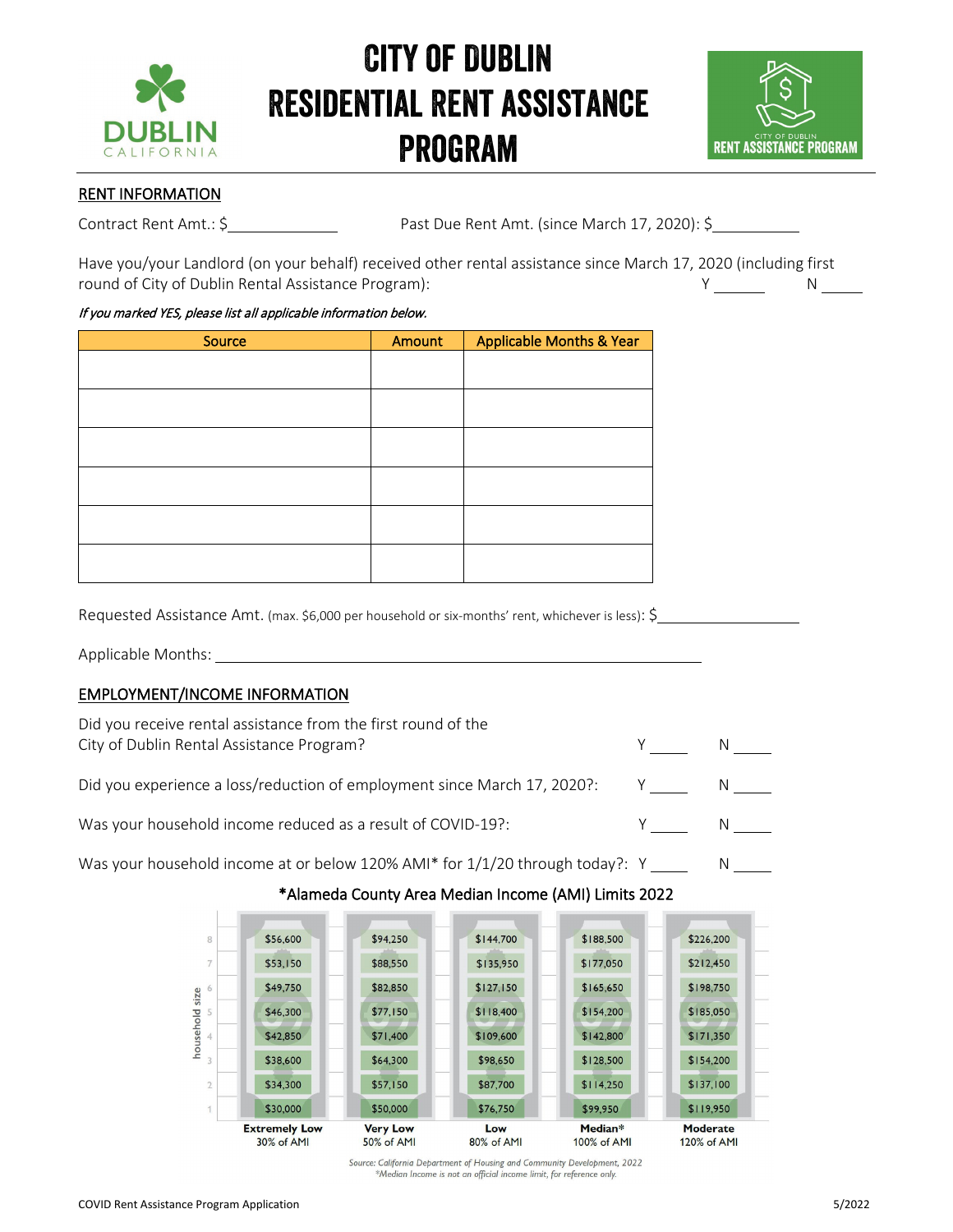# CITY OF DUBLIN RESIDENTIAL RENT ASSISTANCE PROGRAM

DUBLIN CALIFORNIA

CITY OF DUBLIN RENT ASSISTANCE PROGRAM

## RENT INFORMATION

Contract Rent Amt.: $______________ Past Due Rent Amt. (since March 17, 2020): $___________

Have you/your Landlord (on your behalf) received other rental assistance since March 17, 2020 (including first round of City of Dublin Rental Assistance Program): Y ______ N _____

*If you marked YES, please list all applicable information below.*

| Source | Amount | Applicable Months & Year |
|---|---|---|
| | | |
| | | |
| | | |
| | | |
| | | |
| | | |

Requested Assistance Amt. (max. $6,000 per household or six-months' rent, whichever is less): $__________________

Applicable Months: ____________________________________________________________

## EMPLOYMENT/INCOME INFORMATION

Did you receive rental assistance from the first round of the City of Dublin Rental Assistance Program? Y _____ N _____

Did you experience a loss/reduction of employment since March 17, 2020?: Y _____ N _____

Was your household income reduced as a result of COVID-19?: Y _____ N _____

Was your household income at or below 120% AMI* for 1/1/20 through today?: Y _____ N _____

### *Alameda County Area Median Income (AMI) Limits 2022

| Household size | Extremely Low 30% of AMI | Very Low 50% of AMI | Low 80% of AMI | Median* 100% of AMI | Moderate 120% of AMI |
|---|---|---|---|---|---|
| 8 | $56,600 | $94,250 | $144,700 | $188,500 | $226,200 |
| 7 | $53,150 | $88,550 | $135,950 | $177,050 | $212,450 |
| 6 | $49,750 | $82,850 | $127,150 | $165,650 | $198,750 |
| 5 | $46,300 | $77,150 | $118,400 | $154,200 | $185,050 |
| 4 | $42,850 | $71,400 | $109,600 | $142,800 | $171,350 |
| 3 | $38,600 | $64,300 | $98,650 | $128,500 | $154,200 |
| 2 | $34,300 | $57,150 | $87,700 | $114,250 | $137,100 |
| 1 | $30,000 | $50,000 | $76,750 | $99,950 | $119,950 |

*Source: California Department of Housing and Community Development, 2022*
*\*Median Income is not an official income limit, for reference only.*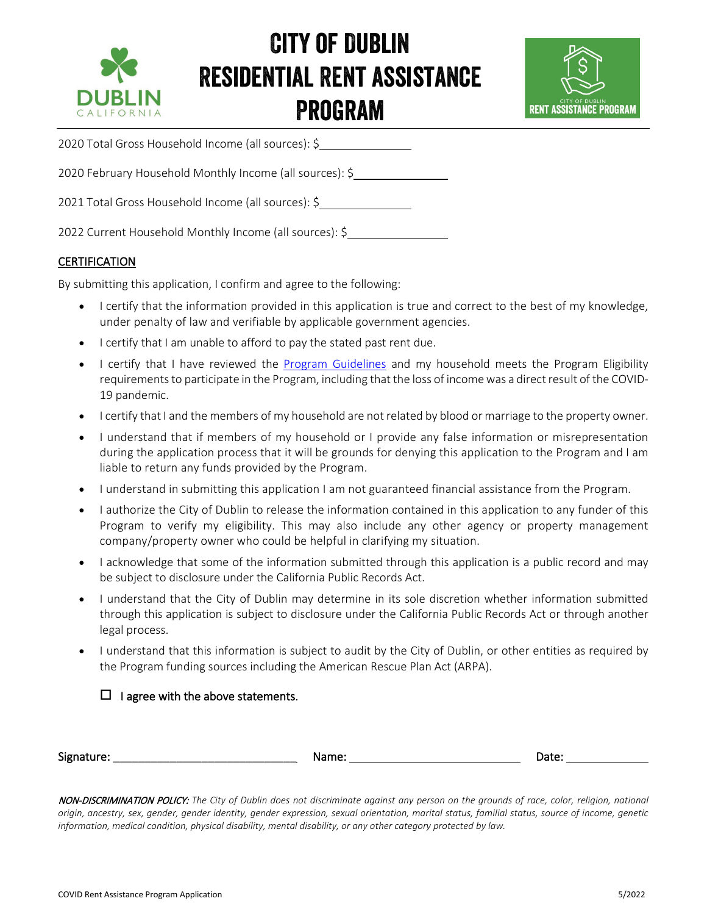# CITY OF DUBLIN RESIDENTIAL RENT ASSISTANCE PROGRAM

2020 Total Gross Household Income (all sources): $_______________

2020 February Household Monthly Income (all sources): $_______________

2021 Total Gross Household Income (all sources): $_______________

2022 Current Household Monthly Income (all sources): $_______________

## CERTIFICATION

By submitting this application, I confirm and agree to the following:

- I certify that the information provided in this application is true and correct to the best of my knowledge, under penalty of law and verifiable by applicable government agencies.
- I certify that I am unable to afford to pay the stated past rent due.
- I certify that I have reviewed the Program Guidelines and my household meets the Program Eligibility requirements to participate in the Program, including that the loss of income was a direct result of the COVID-19 pandemic.
- I certify that I and the members of my household are not related by blood or marriage to the property owner.
- I understand that if members of my household or I provide any false information or misrepresentation during the application process that it will be grounds for denying this application to the Program and I am liable to return any funds provided by the Program.
- I understand in submitting this application I am not guaranteed financial assistance from the Program.
- I authorize the City of Dublin to release the information contained in this application to any funder of this Program to verify my eligibility. This may also include any other agency or property management company/property owner who could be helpful in clarifying my situation.
- I acknowledge that some of the information submitted through this application is a public record and may be subject to disclosure under the California Public Records Act.
- I understand that the City of Dublin may determine in its sole discretion whether information submitted through this application is subject to disclosure under the California Public Records Act or through another legal process.
- I understand that this information is subject to audit by the City of Dublin, or other entities as required by the Program funding sources including the American Rescue Plan Act (ARPA).

☐ I agree with the above statements.

Signature: ______________________________ Name: ____________________________ Date: _____________

*NON-DISCRIMINATION POLICY: The City of Dublin does not discriminate against any person on the grounds of race, color, religion, national origin, ancestry, sex, gender, gender identity, gender expression, sexual orientation, marital status, familial status, source of income, genetic information, medical condition, physical disability, mental disability, or any other category protected by law.*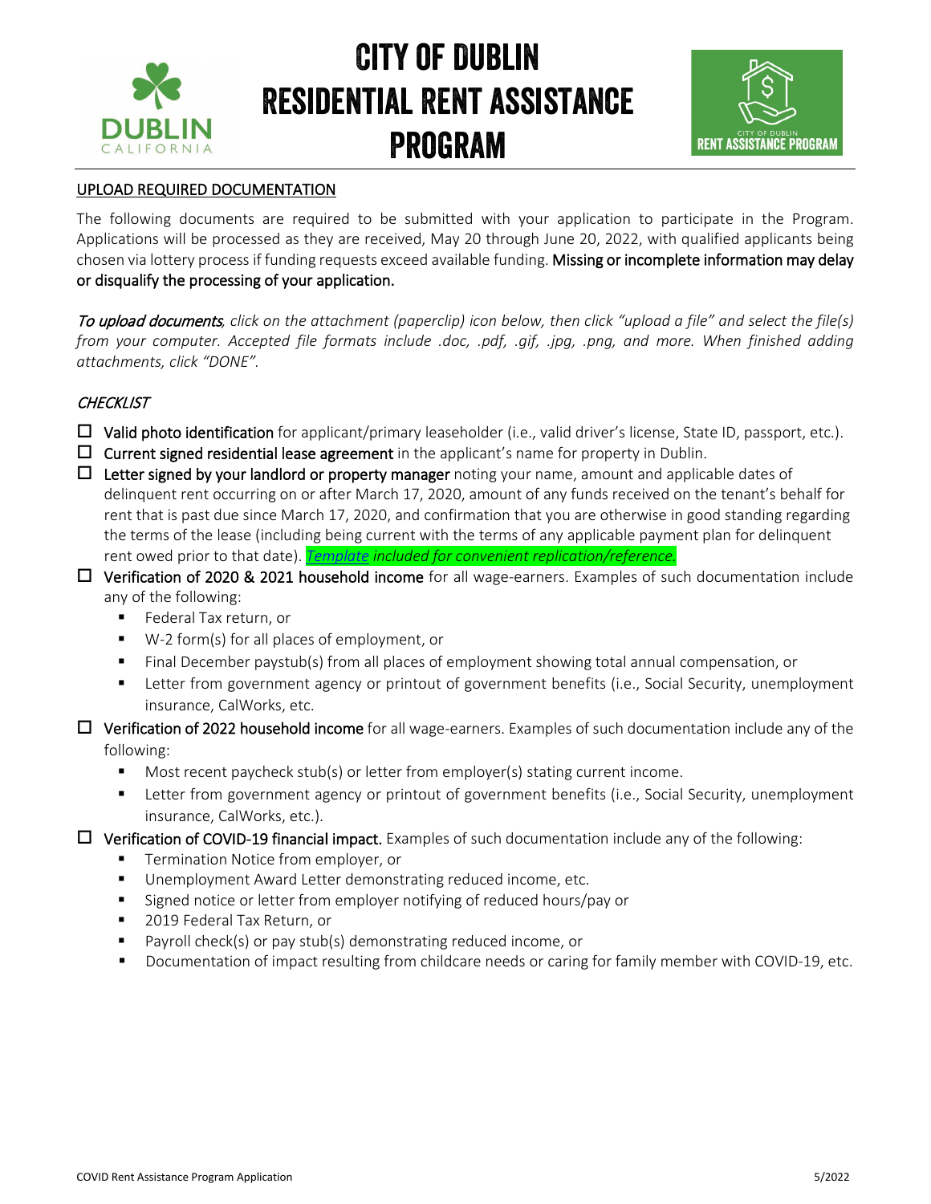# CITY OF DUBLIN RESIDENTIAL RENT ASSISTANCE PROGRAM

UPLOAD REQUIRED DOCUMENTATION

The following documents are required to be submitted with your application to participate in the Program. Applications will be processed as they are received, May 20 through June 20, 2022, with qualified applicants being chosen via lottery process if funding requests exceed available funding. **Missing or incomplete information may delay or disqualify the processing of your application.**

***To upload documents****, click on the attachment (paperclip) icon below, then click "upload a file" and select the file(s) from your computer. Accepted file formats include .doc, .pdf, .gif, .jpg, .png, and more. When finished adding attachments, click "DONE".*

*CHECKLIST*

- ☐ **Valid photo identification** for applicant/primary leaseholder (i.e., valid driver's license, State ID, passport, etc.).
- ☐ **Current signed residential lease agreement** in the applicant's name for property in Dublin.
- ☐ **Letter signed by your landlord or property manager** noting your name, amount and applicable dates of delinquent rent occurring on or after March 17, 2020, amount of any funds received on the tenant's behalf for rent that is past due since March 17, 2020, and confirmation that you are otherwise in good standing regarding the terms of the lease (including being current with the terms of any applicable payment plan for delinquent rent owed prior to that date). *Template included for convenient replication/reference.*
- ☐ **Verification of 2020 & 2021 household income** for all wage-earners. Examples of such documentation include any of the following:
  - Federal Tax return, or
  - W-2 form(s) for all places of employment, or
  - Final December paystub(s) from all places of employment showing total annual compensation, or
  - Letter from government agency or printout of government benefits (i.e., Social Security, unemployment insurance, CalWorks, etc.
- ☐ **Verification of 2022 household income** for all wage-earners. Examples of such documentation include any of the following:
  - Most recent paycheck stub(s) or letter from employer(s) stating current income.
  - Letter from government agency or printout of government benefits (i.e., Social Security, unemployment insurance, CalWorks, etc.).
- ☐ **Verification of COVID-19 financial impact.** Examples of such documentation include any of the following:
  - Termination Notice from employer, or
  - Unemployment Award Letter demonstrating reduced income, etc.
  - Signed notice or letter from employer notifying of reduced hours/pay or
  - 2019 Federal Tax Return, or
  - Payroll check(s) or pay stub(s) demonstrating reduced income, or
  - Documentation of impact resulting from childcare needs or caring for family member with COVID-19, etc.